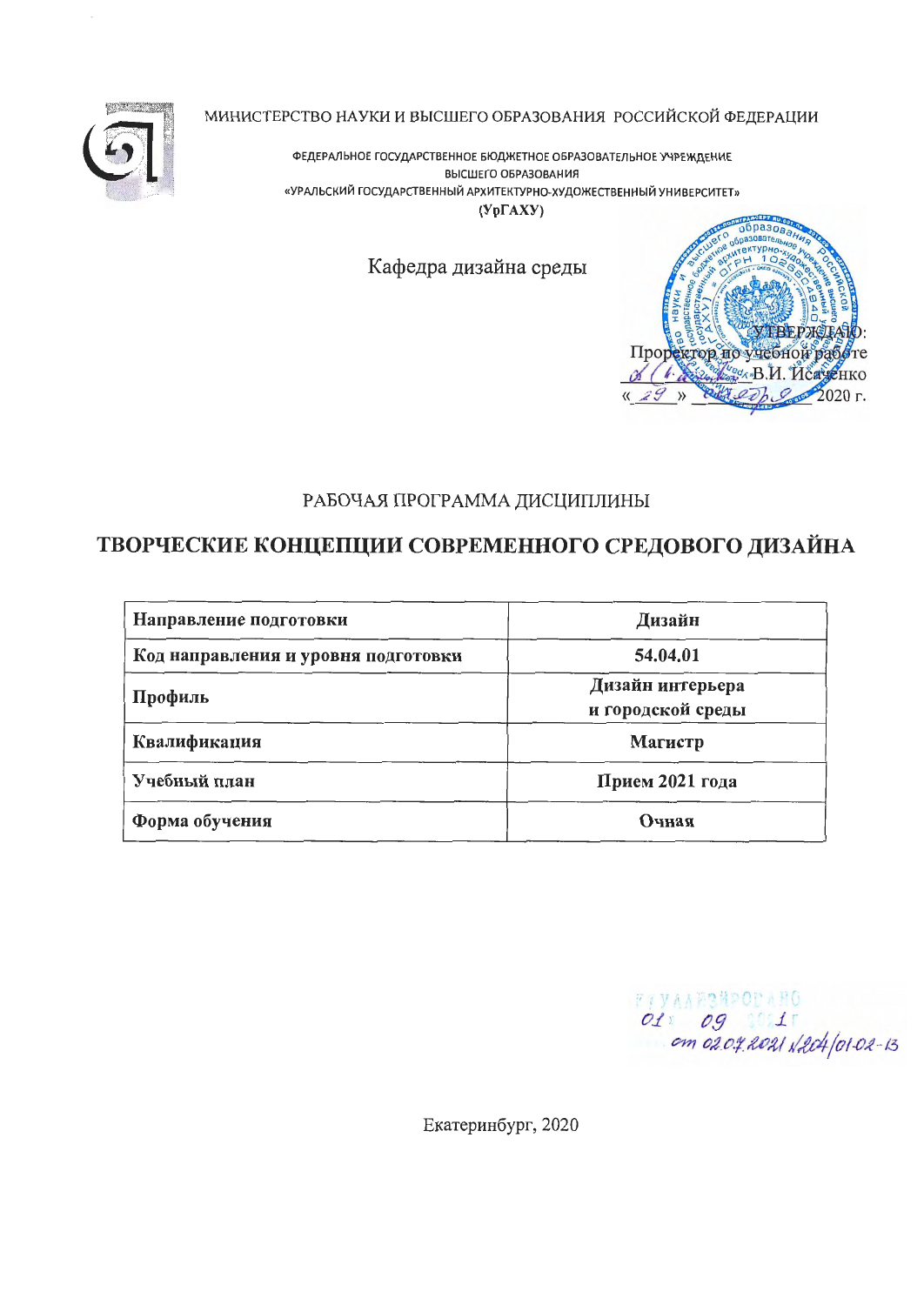МИНИСТЕРСТВО НАУКИ И ВЫСШЕГО ОБРАЗОВАНИЯ РОССИЙСКОЙ ФЕДЕРАЦИИ

ФЕДЕРАЛЬНОЕ ГОСУДАРСТВЕННОЕ БЮДЖЕТНОЕ ОБРАЗОВАТЕЛЬНОЕ УЧРЕЖДЕНИЕ
ВЫСШЕГО ОБРАЗОВАНИЯ
«УРАЛЬСКИЙ ГОСУДАРСТВЕННЫЙ АРХИТЕКТУРНО-ХУДОЖЕСТВЕННЫЙ УНИВЕРСИТЕТ»
(УрГАХУ)

Кафедра дизайна среды

УТВЕРЖДАЮ:
Проректор по учебной работе
\_\_\_\_\_\_\_\_ В.И. Исаченко
«29» \_\_\_\_\_\_\_\_ 2020 г.

РАБОЧАЯ ПРОГРАММА ДИСЦИПЛИНЫ

# ТВОРЧЕСКИЕ КОНЦЕПЦИИ СОВРЕМЕННОГО СРЕДОВОГО ДИЗАЙНА

| Направление подготовки | Дизайн |
|---|---|
| Код направления и уровня подготовки | 54.04.01 |
| Профиль | Дизайн интерьера и городской среды |
| Квалификация | Магистр |
| Учебный план | Прием 2021 года |
| Форма обучения | Очная |

01.09.2021 от 02.07.2021 №204/01-02-13

Екатеринбург, 2020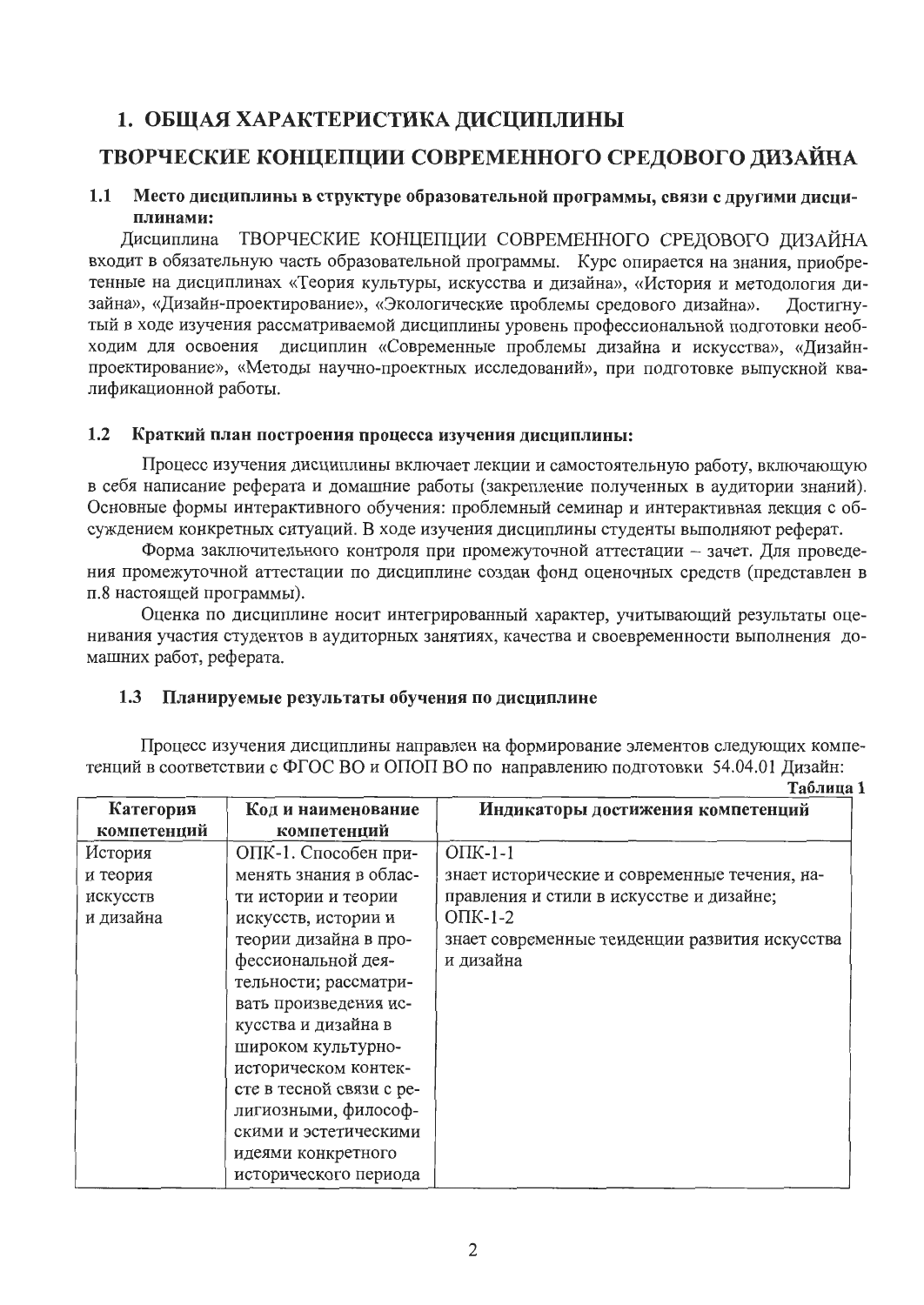# 1. ОБЩАЯ ХАРАКТЕРИСТИКА ДИСЦИПЛИНЫ

# ТВОРЧЕСКИЕ КОНЦЕПЦИИ СОВРЕМЕННОГО СРЕДОВОГО ДИЗАЙНА

### 1.1 Место дисциплины в структуре образовательной программы, связи с другими дисциплинами:

Дисциплина ТВОРЧЕСКИЕ КОНЦЕПЦИИ СОВРЕМЕННОГО СРЕДОВОГО ДИЗАЙНА входит в обязательную часть образовательной программы. Курс опирается на знания, приобретенные на дисциплинах «Теория культуры, искусства и дизайна», «История и методология дизайна», «Дизайн-проектирование», «Экологические проблемы средового дизайна». Достигнутый в ходе изучения рассматриваемой дисциплины уровень профессиональной подготовки необходим для освоения дисциплин «Современные проблемы дизайна и искусства», «Дизайн-проектирование», «Методы научно-проектных исследований», при подготовке выпускной квалификационной работы.

### 1.2 Краткий план построения процесса изучения дисциплины:

Процесс изучения дисциплины включает лекции и самостоятельную работу, включающую в себя написание реферата и домашние работы (закрепление полученных в аудитории знаний). Основные формы интерактивного обучения: проблемный семинар и интерактивная лекция с обсуждением конкретных ситуаций. В ходе изучения дисциплины студенты выполняют реферат.

Форма заключительного контроля при промежуточной аттестации – зачет. Для проведения промежуточной аттестации по дисциплине создан фонд оценочных средств (представлен в п.8 настоящей программы).

Оценка по дисциплине носит интегрированный характер, учитывающий результаты оценивания участия студентов в аудиторных занятиях, качества и своевременности выполнения домашних работ, реферата.

### 1.3 Планируемые результаты обучения по дисциплине

Процесс изучения дисциплины направлен на формирование элементов следующих компетенций в соответствии с ФГОС ВО и ОПОП ВО по направлению подготовки 54.04.01 Дизайн:

Таблица 1

| Категория компетенций | Код и наименование компетенций | Индикаторы достижения компетенций |
|---|---|---|
| История и теория искусств и дизайна | ОПК-1. Способен применять знания в области истории и теории искусств, истории и теории дизайна в профессиональной деятельности; рассматривать произведения искусства и дизайна в широком культурно-историческом контексте в тесной связи с религиозными, философскими и эстетическими идеями конкретного исторического периода | ОПК-1-1 знает исторические и современные течения, направления и стили в искусстве и дизайне; ОПК-1-2 знает современные тенденции развития искусства и дизайна |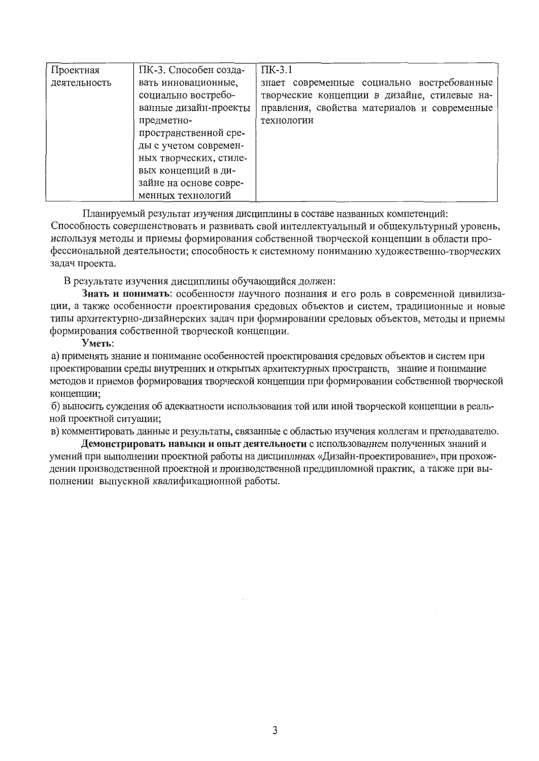| Проектная деятельность | ПК-3. Способен создавать инновационные, социально востребованные дизайн-проекты предметно-пространственной среды с учетом современных творческих, стилевых концепций в дизайне на основе современных технологий | ПК-3.1 знает современные социально востребованные творческие концепции в дизайне, стилевые направления, свойства материалов и современные технологии |
|---|---|---|

Планируемый результат изучения дисциплины в составе названных компетенций: Способность совершенствовать и развивать свой интеллектуальный и общекультурный уровень, используя методы и приемы формирования собственной творческой концепции в области профессиональной деятельности; способность к системному пониманию художественно-творческих задач проекта.

В результате изучения дисциплины обучающийся должен:

**Знать и понимать**: особенности научного познания и его роль в современной цивилизации, а также особенности проектирования средовых объектов и систем, традиционные и новые типы архитектурно-дизайнерских задач при формировании средовых объектов, методы и приемы формирования собственной творческой концепции.

**Уметь:**

а) применять знание и понимание особенностей проектирования средовых объектов и систем при проектировании среды внутренних и открытых архитектурных пространств, знание и понимание методов и приемов формирования творческой концепции при формировании собственной творческой концепции;

б) выносить суждения об адекватности использования той или иной творческой концепции в реальной проектной ситуации;

в) комментировать данные и результаты, связанные с областью изучения коллегам и преподавателю.

**Демонстрировать навыки и опыт деятельности** с использованием полученных знаний и умений при выполнении проектной работы на дисциплинах «Дизайн-проектирование», при прохождении производственной проектной и производственной преддипломной практик, а также при выполнении выпускной квалификационной работы.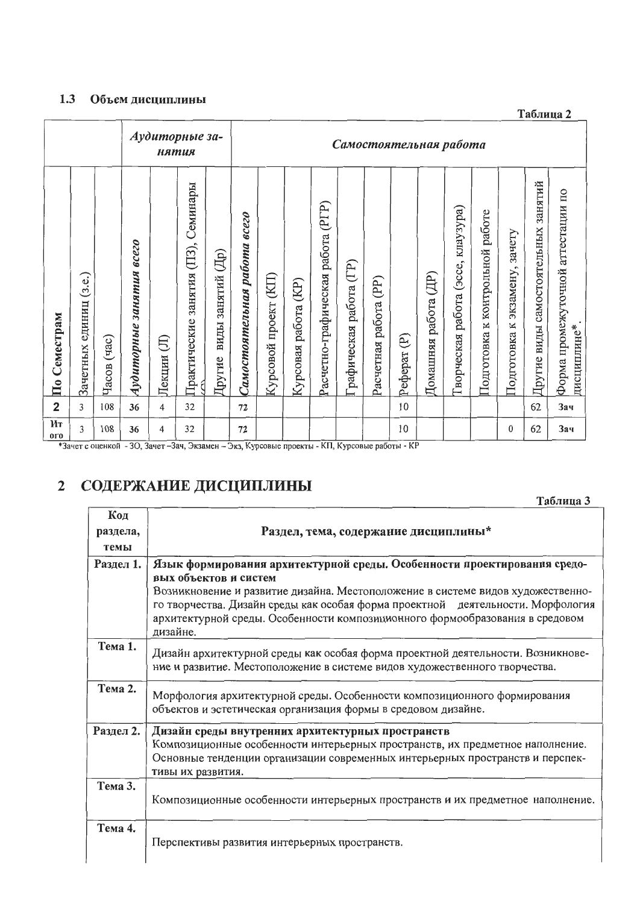### 1.3 Объем дисциплины

Таблица 2

| | | | *Аудиторные занятия* | | | | *Самостоятельная работа* | | | | | | | | | | | | |
|---|---|---|---|---|---|---|---|---|---|---|---|---|---|---|---|---|---|---|---|
| По Семестрам | Зачетных единиц (з.е.) | Часов (час) | *Аудиторные занятия всего* | Лекции (Л) | Практические занятия (ПЗ), Семинары (С) | Другие виды занятий (Др) | *Самостоятельная работа всего* | Курсовой проект (КП) | Курсовая работа (КР) | Расчетно-графическая работа (РГР) | Графическая работа (ГР) | Расчетная работа (РР) | Реферат (Р) | Домашняя работа (ДР) | Творческая работа (эссе, клаузура) | Подготовка к контрольной работе | Подготовка к экзамену, зачету | Другие виды самостоятельных занятий | Форма промежуточной аттестации по дисциплине* |
| **2** | 3 | 108 | **36** | 4 | 32 | | **72** | | | | | | 10 | | | | | 62 | **Зач** |
| Итого | 3 | 108 | **36** | 4 | 32 | | **72** | | | | | | 10 | | | | 0 | 62 | **Зач** |

*Зачет с оценкой - ЗО, Зачет –Зач, Экзамен – Экз, Курсовые проекты - КП, Курсовые работы - КР

## 2 СОДЕРЖАНИЕ ДИСЦИПЛИНЫ

Таблица 3

| Код раздела, темы | Раздел, тема, содержание дисциплины* |
|---|---|
| **Раздел 1.** | **Язык формирования архитектурной среды. Особенности проектирования средовых объектов и систем** Возникновение и развитие дизайна. Местоположение в системе видов художественного творчества. Дизайн среды как особая форма проектной деятельности. Морфология архитектурной среды. Особенности композиционного формообразования в средовом дизайне. |
| **Тема 1.** | Дизайн архитектурной среды как особая форма проектной деятельности. Возникновение и развитие. Местоположение в системе видов художественного творчества. |
| **Тема 2.** | Морфология архитектурной среды. Особенности композиционного формирования объектов и эстетическая организация формы в средовом дизайне. |
| **Раздел 2.** | **Дизайн среды внутренних архитектурных пространств** Композиционные особенности интерьерных пространств, их предметное наполнение. Основные тенденции организации современных интерьерных пространств и перспективы их развития. |
| **Тема 3.** | Композиционные особенности интерьерных пространств и их предметное наполнение. |
| **Тема 4.** | Перспективы развития интерьерных пространств. |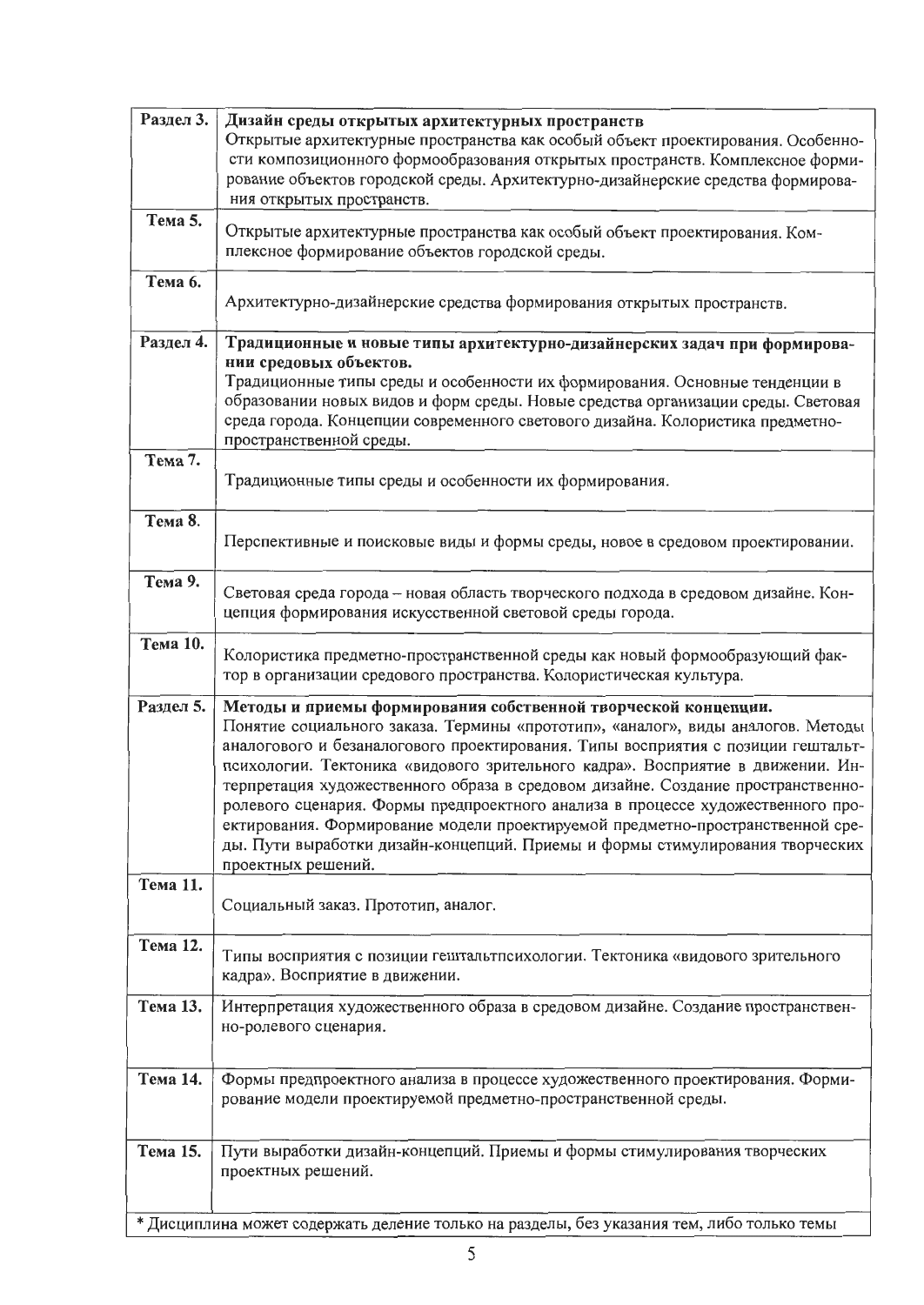| | |
|---|---|
| Раздел 3. | **Дизайн среды открытых архитектурных пространств**<br>Открытые архитектурные пространства как особый объект проектирования. Особенности композиционного формообразования открытых пространств. Комплексное формирование объектов городской среды. Архитектурно-дизайнерские средства формирования открытых пространств. |
| Тема 5. | Открытые архитектурные пространства как особый объект проектирования. Комплексное формирование объектов городской среды. |
| Тема 6. | Архитектурно-дизайнерские средства формирования открытых пространств. |
| Раздел 4. | **Традиционные и новые типы архитектурно-дизайнерских задач при формировании средовых объектов.**<br>Традиционные типы среды и особенности их формирования. Основные тенденции в образовании новых видов и форм среды. Новые средства организации среды. Световая среда города. Концепции современного светового дизайна. Колористика предметно-пространственной среды. |
| Тема 7. | Традиционные типы среды и особенности их формирования. |
| Тема 8. | Перспективные и поисковые виды и формы среды, новое в средовом проектировании. |
| Тема 9. | Световая среда города – новая область творческого подхода в средовом дизайне. Концепция формирования искусственной световой среды города. |
| Тема 10. | Колористика предметно-пространственной среды как новый формообразующий фактор в организации средового пространства. Колористическая культура. |
| Раздел 5. | **Методы и приемы формирования собственной творческой концепции.**<br>Понятие социального заказа. Термины «прототип», «аналог», виды аналогов. Методы аналогового и безаналогового проектирования. Типы восприятия с позиции гештальт-психологии. Тектоника «видового зрительного кадра». Восприятие в движении. Интерпретация художественного образа в средовом дизайне. Создание пространственно-ролевого сценария. Формы предпроектного анализа в процессе художественного проектирования. Формирование модели проектируемой предметно-пространственной среды. Пути выработки дизайн-концепций. Приемы и формы стимулирования творческих проектных решений. |
| Тема 11. | Социальный заказ. Прототип, аналог. |
| Тема 12. | Типы восприятия с позиции гештальтпсихологии. Тектоника «видового зрительного кадра». Восприятие в движении. |
| Тема 13. | Интерпретация художественного образа в средовом дизайне. Создание пространственно-ролевого сценария. |
| Тема 14. | Формы предпроектного анализа в процессе художественного проектирования. Формирование модели проектируемой предметно-пространственной среды. |
| Тема 15. | Пути выработки дизайн-концепций. Приемы и формы стимулирования творческих проектных решений. |

* Дисциплина может содержать деление только на разделы, без указания тем, либо только темы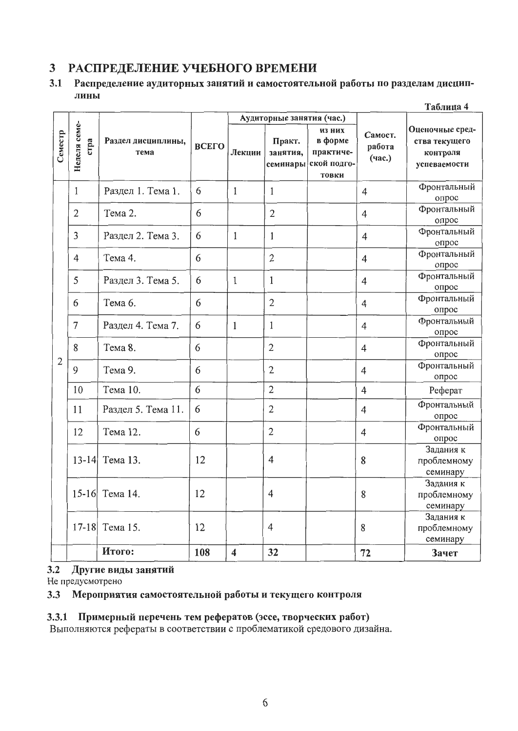# 3 РАСПРЕДЕЛЕНИЕ УЧЕБНОГО ВРЕМЕНИ

## 3.1 Распределение аудиторных занятий и самостоятельной работы по разделам дисциплины

Таблица 4

| Семестр | Неделя семестра | Раздел дисциплины, тема | ВСЕГО | Аудиторные занятия (час.) | | | Самост. работа (час.) | Оценочные средства текущего контроля успеваемости |
|---|---|---|---|---|---|---|---|---|
| | | | | Лекции | Практ. занятия, семинары | из них в форме практической подготовки | | |
| 2 | 1 | Раздел 1. Тема 1. | 6 | 1 | 1 | | 4 | Фронтальный опрос |
| | 2 | Тема 2. | 6 | | 2 | | 4 | Фронтальный опрос |
| | 3 | Раздел 2. Тема 3. | 6 | 1 | 1 | | 4 | Фронтальный опрос |
| | 4 | Тема 4. | 6 | | 2 | | 4 | Фронтальный опрос |
| | 5 | Раздел 3. Тема 5. | 6 | 1 | 1 | | 4 | Фронтальный опрос |
| | 6 | Тема 6. | 6 | | 2 | | 4 | Фронтальный опрос |
| | 7 | Раздел 4. Тема 7. | 6 | 1 | 1 | | 4 | Фронтальный опрос |
| | 8 | Тема 8. | 6 | | 2 | | 4 | Фронтальный опрос |
| | 9 | Тема 9. | 6 | | 2 | | 4 | Фронтальный опрос |
| | 10 | Тема 10. | 6 | | 2 | | 4 | Реферат |
| | 11 | Раздел 5. Тема 11. | 6 | | 2 | | 4 | Фронтальный опрос |
| | 12 | Тема 12. | 6 | | 2 | | 4 | Фронтальный опрос |
| | 13-14 | Тема 13. | 12 | | 4 | | 8 | Задания к проблемному семинару |
| | 15-16 | Тема 14. | 12 | | 4 | | 8 | Задания к проблемному семинару |
| | 17-18 | Тема 15. | 12 | | 4 | | 8 | Задания к проблемному семинару |
| | | **Итого:** | **108** | **4** | **32** | | **72** | **Зачет** |

## 3.2 Другие виды занятий

Не предусмотрено

## 3.3 Мероприятия самостоятельной работы и текущего контроля

### 3.3.1 Примерный перечень тем рефератов (эссе, творческих работ)

Выполняются рефераты в соответствии с проблематикой средового дизайна.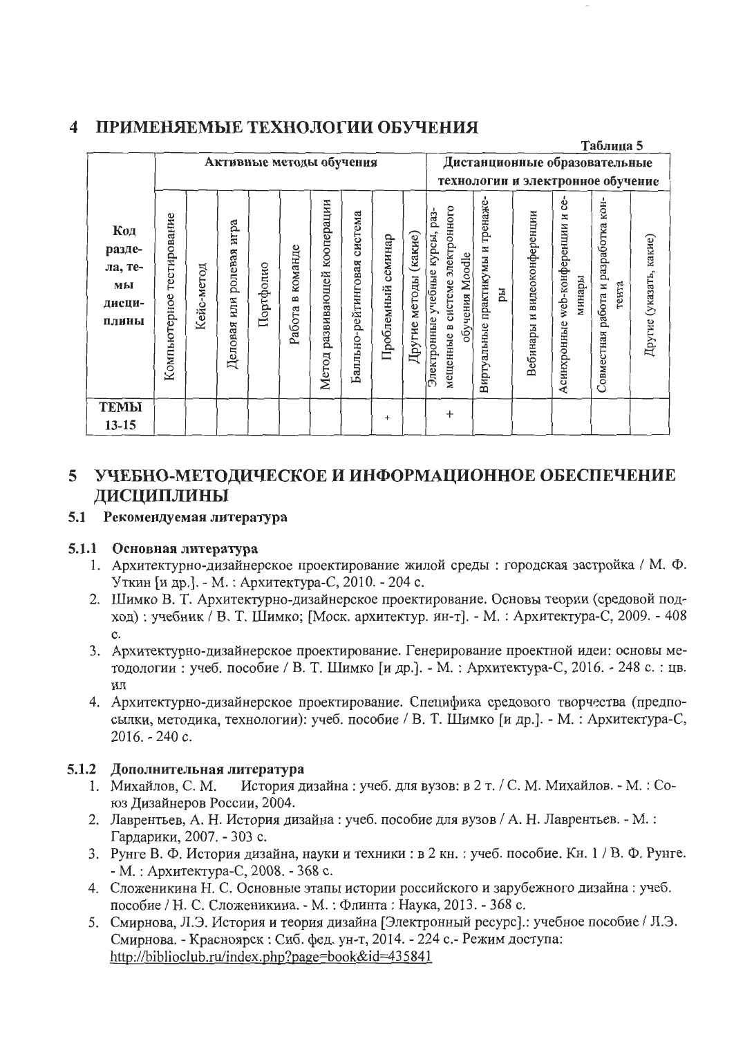## 4 ПРИМЕНЯЕМЫЕ ТЕХНОЛОГИИ ОБУЧЕНИЯ

Таблица 5

| Код раздела, темы дисциплины | Активные методы обучения | | | | | | | | | Дистанционные образовательные технологии и электронное обучение | | | | | |
|---|---|---|---|---|---|---|---|---|---|---|---|---|---|---|---|
| | Компьютерное тестирование | Кейс-метод | Деловая или ролевая игра | Портфолио | Работа в команде | Метод развивающей кооперации | Балльно-рейтинговая система | Проблемный семинар | Другие методы (какие) | Электронные учебные курсы, размещенные в системе электронного обучения Moodle | Виртуальные практикумы и тренажеры | Вебинары и видеоконференции | Асинхронные web-конференции и семинары | Совместная работа и разработка контента | Другие (указать, какие) |
| ТЕМЫ 13-15 | | | | | | | | + | | + | | | | | |

## 5 УЧЕБНО-МЕТОДИЧЕСКОЕ И ИНФОРМАЦИОННОЕ ОБЕСПЕЧЕНИЕ ДИСЦИПЛИНЫ

### 5.1 Рекомендуемая литература

#### 5.1.1 Основная литература

1. Архитектурно-дизайнерское проектирование жилой среды : городская застройка / М. Ф. Уткин [и др.]. - М. : Архитектура-С, 2010. - 204 с.
2. Шимко В. Т. Архитектурно-дизайнерское проектирование. Основы теории (средовой подход) : учебник / В. Т. Шимко; [Моск. архитектур. ин-т]. - М. : Архитектура-С, 2009. - 408 с.
3. Архитектурно-дизайнерское проектирование. Генерирование проектной идеи: основы методологии : учеб. пособие / В. Т. Шимко [и др.]. - М. : Архитектура-С, 2016. - 248 с. : цв. ил
4. Архитектурно-дизайнерское проектирование. Специфика средового творчества (предпосылки, методика, технологии): учеб. пособие / В. Т. Шимко [и др.]. - М. : Архитектура-С, 2016. - 240 с.

#### 5.1.2 Дополнительная литература

1. Михайлов, С. М. История дизайна : учеб. для вузов: в 2 т. / С. М. Михайлов. - М. : Союз Дизайнеров России, 2004.
2. Лаврентьев, А. Н. История дизайна : учеб. пособие для вузов / А. Н. Лаврентьев. - М. : Гардарики, 2007. - 303 с.
3. Рунге В. Ф. История дизайна, науки и техники : в 2 кн. : учеб. пособие. Кн. 1 / В. Ф. Рунге. - М. : Архитектура-С, 2008. - 368 с.
4. Сложеникина Н. С. Основные этапы истории российского и зарубежного дизайна : учеб. пособие / Н. С. Сложеникина. - М. : Флинта : Наука, 2013. - 368 с.
5. Смирнова, Л.Э. История и теория дизайна [Электронный ресурс].: учебное пособие / Л.Э. Смирнова. - Красноярск : Сиб. фед. ун-т, 2014. - 224 с.- Режим доступа: http://biblioclub.ru/index.php?page=book&id=435841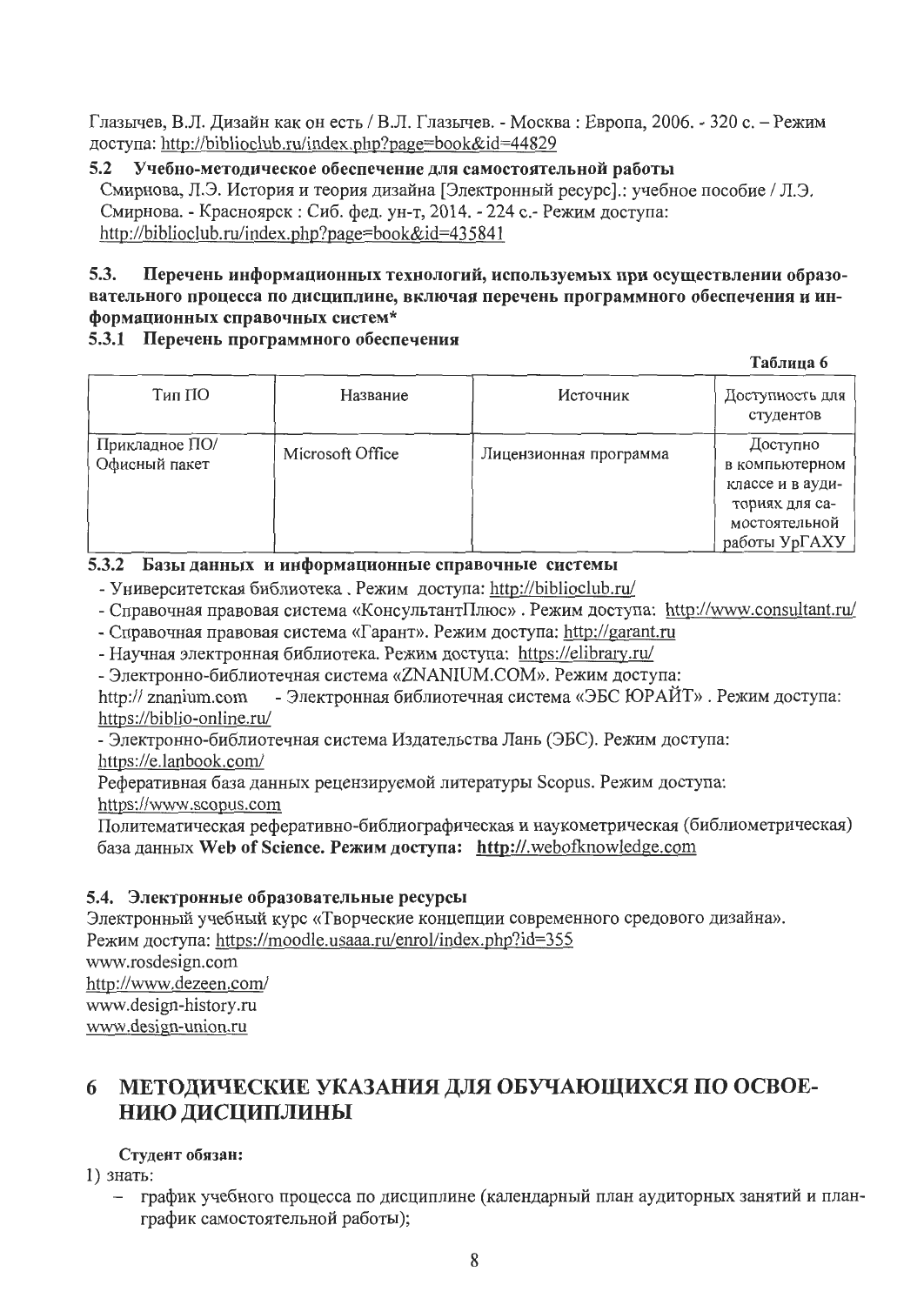Глазычев, В.Л. Дизайн как он есть / В.Л. Глазычев. - Москва : Европа, 2006. - 320 с. – Режим доступа: http://biblioclub.ru/index.php?page=book&id=44829

### 5.2 Учебно-методическое обеспечение для самостоятельной работы

Смирнова, Л.Э. История и теория дизайна [Электронный ресурс].: учебное пособие / Л.Э. Смирнова. - Красноярск : Сиб. фед. ун-т, 2014. - 224 с.- Режим доступа: http://biblioclub.ru/index.php?page=book&id=435841

### 5.3. Перечень информационных технологий, используемых при осуществлении образовательного процесса по дисциплине, включая перечень программного обеспечения и информационных справочных систем*

#### 5.3.1 Перечень программного обеспечения

**Таблица 6**

| Тип ПО | Название | Источник | Доступность для студентов |
|---|---|---|---|
| Прикладное ПО/ Офисный пакет | Microsoft Office | Лицензионная программа | Доступно в компьютерном классе и в аудиториях для самостоятельной работы УрГАХУ |

#### 5.3.2 Базы данных и информационные справочные системы

- Университетская библиотека . Режим доступа: http://biblioclub.ru/
- Справочная правовая система «КонсультантПлюс» . Режим доступа: http://www.consultant.ru/
- Справочная правовая система «Гарант». Режим доступа: http://garant.ru
- Научная электронная библиотека. Режим доступа: https://elibrary.ru/
- Электронно-библиотечная система «ZNANIUM.COM». Режим доступа: http:// znanium.com - Электронная библиотечная система «ЭБС ЮРАЙТ» . Режим доступа: https://biblio-online.ru/
- Электронно-библиотечная система Издательства Лань (ЭБС). Режим доступа: https://e.lanbook.com/

Реферативная база данных рецензируемой литературы Scopus. Режим доступа: https://www.scopus.com

Политематическая реферативно-библиографическая и наукометрическая (библиометрическая) база данных **Web of Science. Режим доступа: http://.webofknowledge.com**

### 5.4. Электронные образовательные ресурсы

Электронный учебный курс «Творческие концепции современного средового дизайна».
Режим доступа: https://moodle.usaaa.ru/enrol/index.php?id=355
www.rosdesign.com
http://www.dezeen.com/
www.design-history.ru
www.design-union.ru

## 6 МЕТОДИЧЕСКИЕ УКАЗАНИЯ ДЛЯ ОБУЧАЮЩИХСЯ ПО ОСВОЕНИЮ ДИСЦИПЛИНЫ

**Студент обязан:**

1) знать:
   - график учебного процесса по дисциплине (календарный план аудиторных занятий и план-график самостоятельной работы);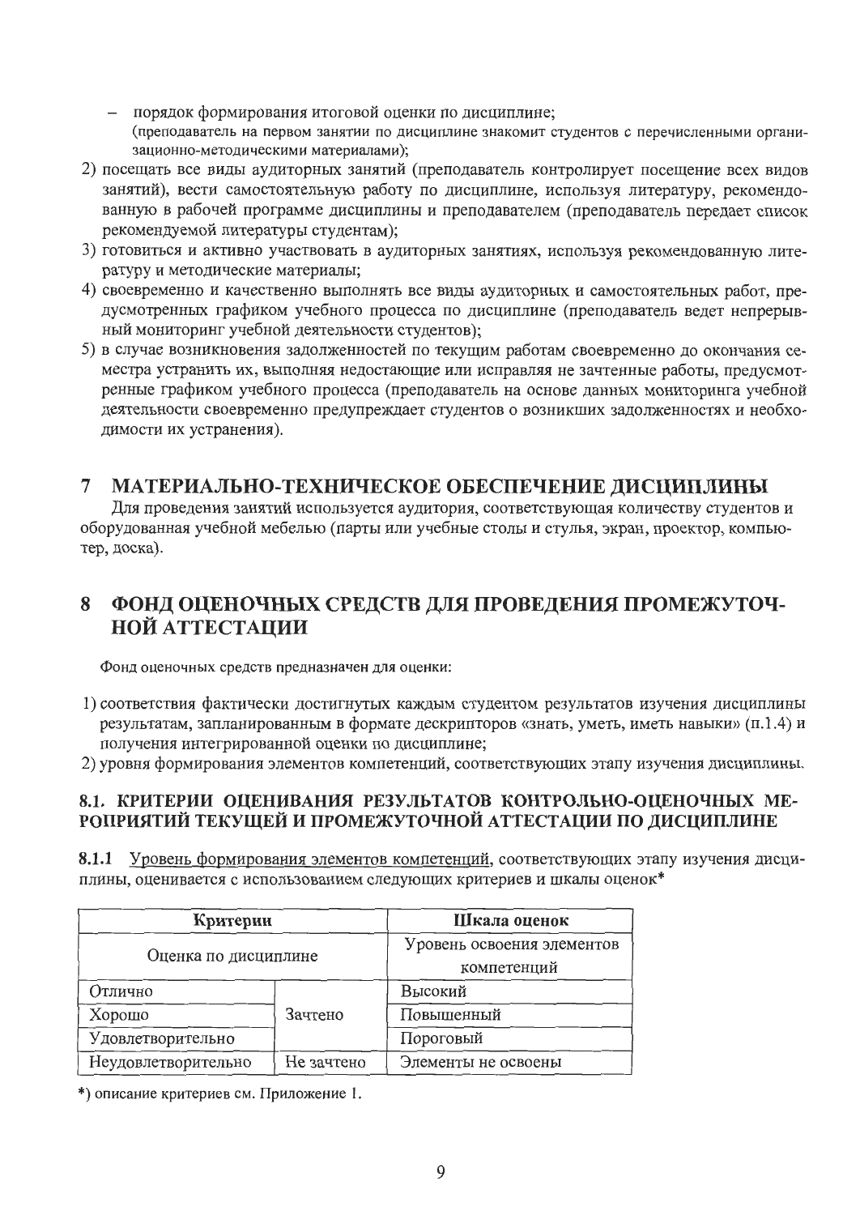- порядок формирования итоговой оценки по дисциплине;
  (преподаватель на первом занятии по дисциплине знакомит студентов с перечисленными организационно-методическими материалами);

2) посещать все виды аудиторных занятий (преподаватель контролирует посещение всех видов занятий), вести самостоятельную работу по дисциплине, используя литературу, рекомендованную в рабочей программе дисциплины и преподавателем (преподаватель передает список рекомендуемой литературы студентам);
3) готовиться и активно участвовать в аудиторных занятиях, используя рекомендованную литературу и методические материалы;
4) своевременно и качественно выполнять все виды аудиторных и самостоятельных работ, предусмотренных графиком учебного процесса по дисциплине (преподаватель ведет непрерывный мониторинг учебной деятельности студентов);
5) в случае возникновения задолженностей по текущим работам своевременно до окончания семестра устранить их, выполняя недостающие или исправляя не зачтенные работы, предусмотренные графиком учебного процесса (преподаватель на основе данных мониторинга учебной деятельности своевременно предупреждает студентов о возникших задолженностях и необходимости их устранения).

# 7 МАТЕРИАЛЬНО-ТЕХНИЧЕСКОЕ ОБЕСПЕЧЕНИЕ ДИСЦИПЛИНЫ

Для проведения занятий используется аудитория, соответствующая количеству студентов и оборудованная учебной мебелью (парты или учебные столы и стулья, экран, проектор, компьютер, доска).

# 8 ФОНД ОЦЕНОЧНЫХ СРЕДСТВ ДЛЯ ПРОВЕДЕНИЯ ПРОМЕЖУТОЧНОЙ АТТЕСТАЦИИ

Фонд оценочных средств предназначен для оценки:

1) соответствия фактически достигнутых каждым студентом результатов изучения дисциплины результатам, запланированным в формате дескрипторов «знать, уметь, иметь навыки» (п.1.4) и получения интегрированной оценки по дисциплине;
2) уровня формирования элементов компетенций, соответствующих этапу изучения дисциплины.

## 8.1. КРИТЕРИИ ОЦЕНИВАНИЯ РЕЗУЛЬТАТОВ КОНТРОЛЬНО-ОЦЕНОЧНЫХ МЕРОПРИЯТИЙ ТЕКУЩЕЙ И ПРОМЕЖУТОЧНОЙ АТТЕСТАЦИИ ПО ДИСЦИПЛИНЕ

**8.1.1** Уровень формирования элементов компетенций, соответствующих этапу изучения дисциплины, оценивается с использованием следующих критериев и шкалы оценок*

| Критерии | | Шкала оценок |
|---|---|---|
| Оценка по дисциплине | | Уровень освоения элементов компетенций |
| Отлично | Зачтено | Высокий |
| Хорошо | | Повышенный |
| Удовлетворительно | | Пороговый |
| Неудовлетворительно | Не зачтено | Элементы не освоены |

*) описание критериев см. Приложение 1.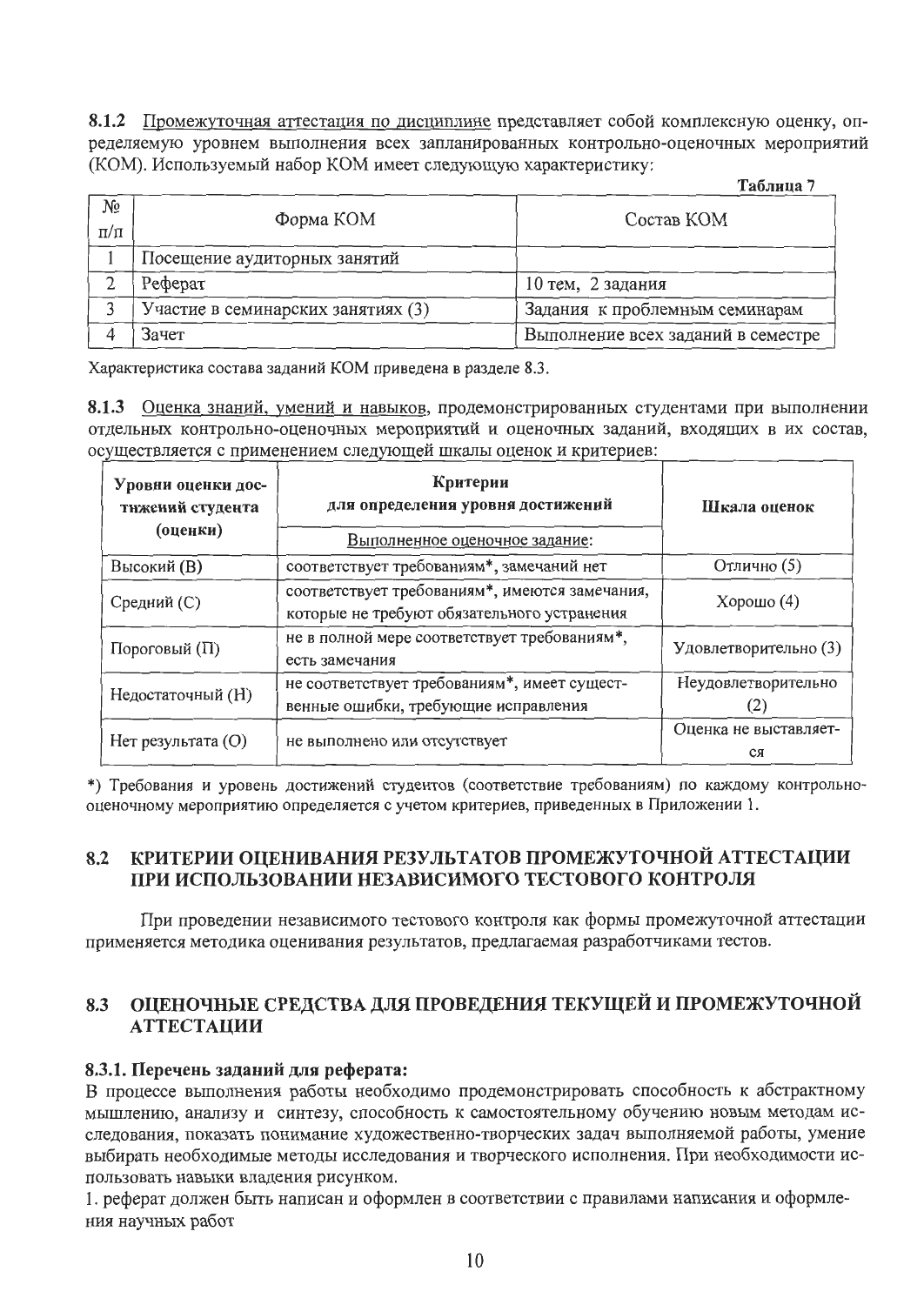**8.1.2** Промежуточная аттестация по дисциплине представляет собой комплексную оценку, определяемую уровнем выполнения всех запланированных контрольно-оценочных мероприятий (КОМ). Используемый набор КОМ имеет следующую характеристику:

**Таблица 7**

| № п/п | Форма КОМ | Состав КОМ |
|---|---|---|
| 1 | Посещение аудиторных занятий | |
| 2 | Реферат | 10 тем, 2 задания |
| 3 | Участие в семинарских занятиях (3) | Задания к проблемным семинарам |
| 4 | Зачет | Выполнение всех заданий в семестре |

Характеристика состава заданий КОМ приведена в разделе 8.3.

**8.1.3** Оценка знаний, умений и навыков, продемонстрированных студентами при выполнении отдельных контрольно-оценочных мероприятий и оценочных заданий, входящих в их состав, осуществляется с применением следующей шкалы оценок и критериев:

| Уровни оценки достижений студента (оценки) | Критерии для определения уровня достижений<br>Выполненное оценочное задание: | Шкала оценок |
|---|---|---|
| Высокий (В) | соответствует требованиям*, замечаний нет | Отлично (5) |
| Средний (С) | соответствует требованиям*, имеются замечания, которые не требуют обязательного устранения | Хорошо (4) |
| Пороговый (П) | не в полной мере соответствует требованиям*, есть замечания | Удовлетворительно (3) |
| Недостаточный (Н) | не соответствует требованиям*, имеет существенные ошибки, требующие исправления | Неудовлетворительно (2) |
| Нет результата (О) | не выполнено или отсутствует | Оценка не выставляется |

*) Требования и уровень достижений студентов (соответствие требованиям) по каждому контрольно-оценочному мероприятию определяется с учетом критериев, приведенных в Приложении 1.

## 8.2 КРИТЕРИИ ОЦЕНИВАНИЯ РЕЗУЛЬТАТОВ ПРОМЕЖУТОЧНОЙ АТТЕСТАЦИИ ПРИ ИСПОЛЬЗОВАНИИ НЕЗАВИСИМОГО ТЕСТОВОГО КОНТРОЛЯ

При проведении независимого тестового контроля как формы промежуточной аттестации применяется методика оценивания результатов, предлагаемая разработчиками тестов.

## 8.3 ОЦЕНОЧНЫЕ СРЕДСТВА ДЛЯ ПРОВЕДЕНИЯ ТЕКУЩЕЙ И ПРОМЕЖУТОЧНОЙ АТТЕСТАЦИИ

### 8.3.1. Перечень заданий для реферата:

В процессе выполнения работы необходимо продемонстрировать способность к абстрактному мышлению, анализу и синтезу, способность к самостоятельному обучению новым методам исследования, показать понимание художественно-творческих задач выполняемой работы, умение выбирать необходимые методы исследования и творческого исполнения. При необходимости использовать навыки владения рисунком.

1. реферат должен быть написан и оформлен в соответствии с правилами написания и оформления научных работ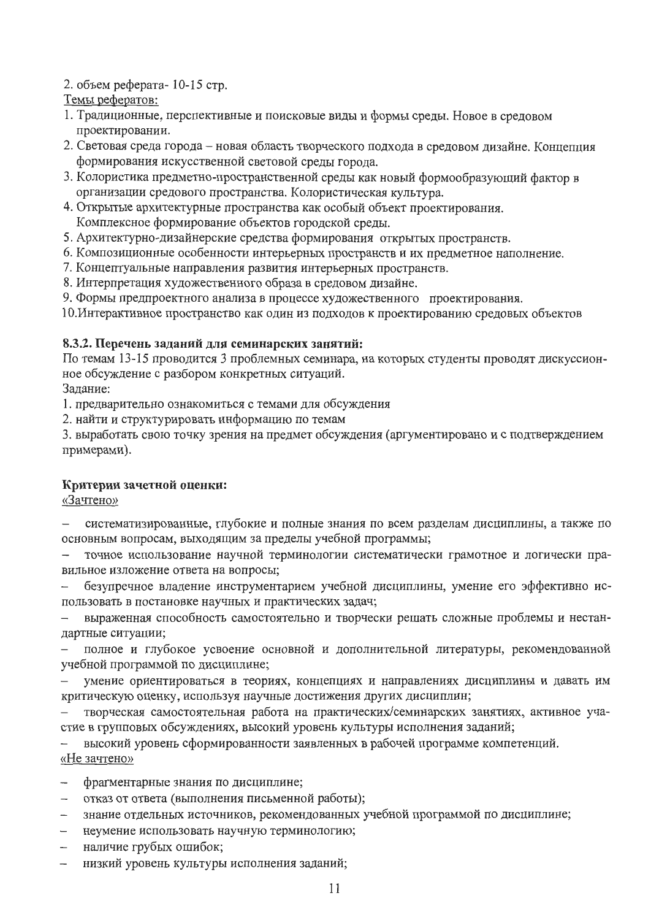2. объем реферата- 10-15 стр.

Темы рефератов:

1. Традиционные, перспективные и поисковые виды и формы среды. Новое в средовом проектировании.
2. Световая среда города – новая область творческого подхода в средовом дизайне. Концепция формирования искусственной световой среды города.
3. Колористика предметно-пространственной среды как новый формообразующий фактор в организации средового пространства. Колористическая культура.
4. Открытые архитектурные пространства как особый объект проектирования. Комплексное формирование объектов городской среды.
5. Архитектурно-дизайнерские средства формирования открытых пространств.
6. Композиционные особенности интерьерных пространств и их предметное наполнение.
7. Концептуальные направления развития интерьерных пространств.
8. Интерпретация художественного образа в средовом дизайне.
9. Формы предпроектного анализа в процессе художественного проектирования.
10. Интерактивное пространство как один из подходов к проектированию средовых объектов

### 8.3.2. Перечень заданий для семинарских занятий:

По темам 13-15 проводится 3 проблемных семинара, на которых студенты проводят дискуссионное обсуждение с разбором конкретных ситуаций.

Задание:

1. предварительно ознакомиться с темами для обсуждения
2. найти и структурировать информацию по темам
3. выработать свою точку зрения на предмет обсуждения (аргументировано и с подтверждением примерами).

### Критерии зачетной оценки:

«Зачтено»

- систематизированные, глубокие и полные знания по всем разделам дисциплины, а также по основным вопросам, выходящим за пределы учебной программы;
- точное использование научной терминологии систематически грамотное и логически правильное изложение ответа на вопросы;
- безупречное владение инструментарием учебной дисциплины, умение его эффективно использовать в постановке научных и практических задач;
- выраженная способность самостоятельно и творчески решать сложные проблемы и нестандартные ситуации;
- полное и глубокое усвоение основной и дополнительной литературы, рекомендованной учебной программой по дисциплине;
- умение ориентироваться в теориях, концепциях и направлениях дисциплины и давать им критическую оценку, используя научные достижения других дисциплин;
- творческая самостоятельная работа на практических/семинарских занятиях, активное участие в групповых обсуждениях, высокий уровень культуры исполнения заданий;
- высокий уровень сформированности заявленных в рабочей программе компетенций.

«Не зачтено»

- фрагментарные знания по дисциплине;
- отказ от ответа (выполнения письменной работы);
- знание отдельных источников, рекомендованных учебной программой по дисциплине;
- неумение использовать научную терминологию;
- наличие грубых ошибок;
- низкий уровень культуры исполнения заданий;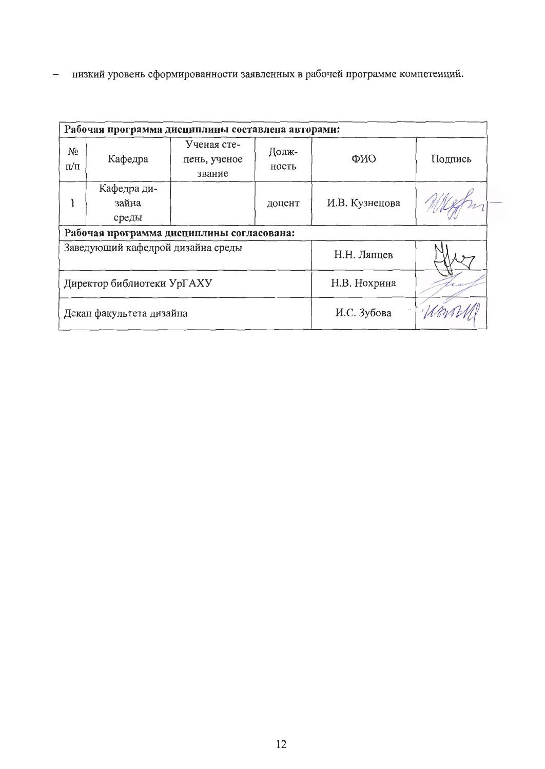– низкий уровень сформированности заявленных в рабочей программе компетенций.

| **Рабочая программа дисциплины составлена авторами:** | | | | | |
|---|---|---|---|---|---|
| № п/п | Кафедра | Ученая степень, ученое звание | Должность | ФИО | Подпись |
| 1 | Кафедра дизайна среды | | доцент | И.В. Кузнецова | |
| **Рабочая программа дисциплины согласована:** | | | | | |
| Заведующий кафедрой дизайна среды | | | | Н.Н. Ляпцев | |
| Директор библиотеки УрГАХУ | | | | Н.В. Нохрина | |
| Декан факультета дизайна | | | | И.С. Зубова | |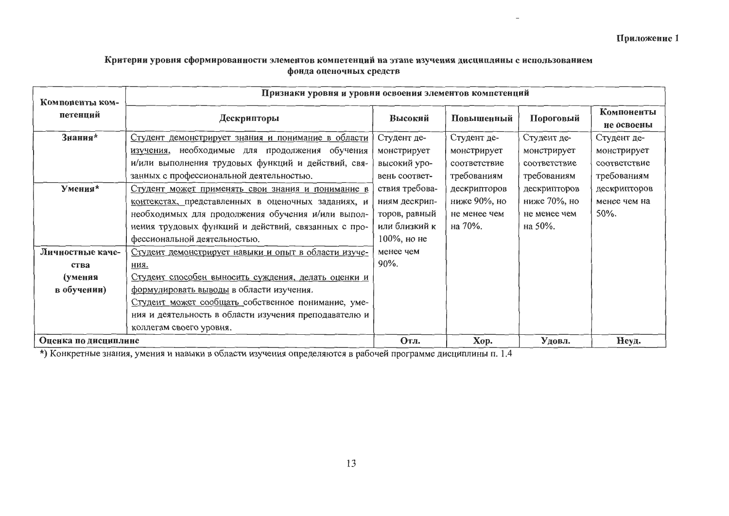**Приложение 1**

**Критерии уровня сформированности элементов компетенций на этапе изучения дисциплины с использованием фонда оценочных средств**

| Компоненты компетенций | Признаки уровня и уровни освоения элементов компетенций | | | | |
|---|---|---|---|---|---|
| | **Дескрипторы** | **Высокий** | **Повышенный** | **Пороговый** | **Компоненты не освоены** |
| **Знания*** | Студент демонстрирует знания и понимание в области изучения, необходимые для продолжения обучения и/или выполнения трудовых функций и действий, связанных с профессиональной деятельностью. | Студент демонстрирует высокий уровень соответствия требованиям дескрипторов, равный или близкий к 100%, но не менее чем 90%. | Студент демонстрирует соответствие требованиям дескрипторов ниже 90%, но не менее чем на 70%. | Студент демонстрирует соответствие требованиям дескрипторов ниже 70%, но не менее чем на 50%. | Студент демонстрирует соответствие требованиям дескрипторов менее чем на 50%. |
| **Умения*** | Студент может применять свои знания и понимание в контекстах, представленных в оценочных заданиях, и необходимых для продолжения обучения и/или выполнения трудовых функций и действий, связанных с профессиональной деятельностью. | | | | |
| **Личностные качества (умения в обучении)** | Студент демонстрирует навыки и опыт в области изучения. Студент способен выносить суждения, делать оценки и формулировать выводы в области изучения. Студент может сообщать собственное понимание, умения и деятельность в области изучения преподавателю и коллегам своего уровня. | | | | |
| **Оценка по дисциплине** | | **Отл.** | **Хор.** | **Удовл.** | **Неуд.** |

*) Конкретные знания, умения и навыки в области изучения определяются в рабочей программе дисциплины п. 1.4